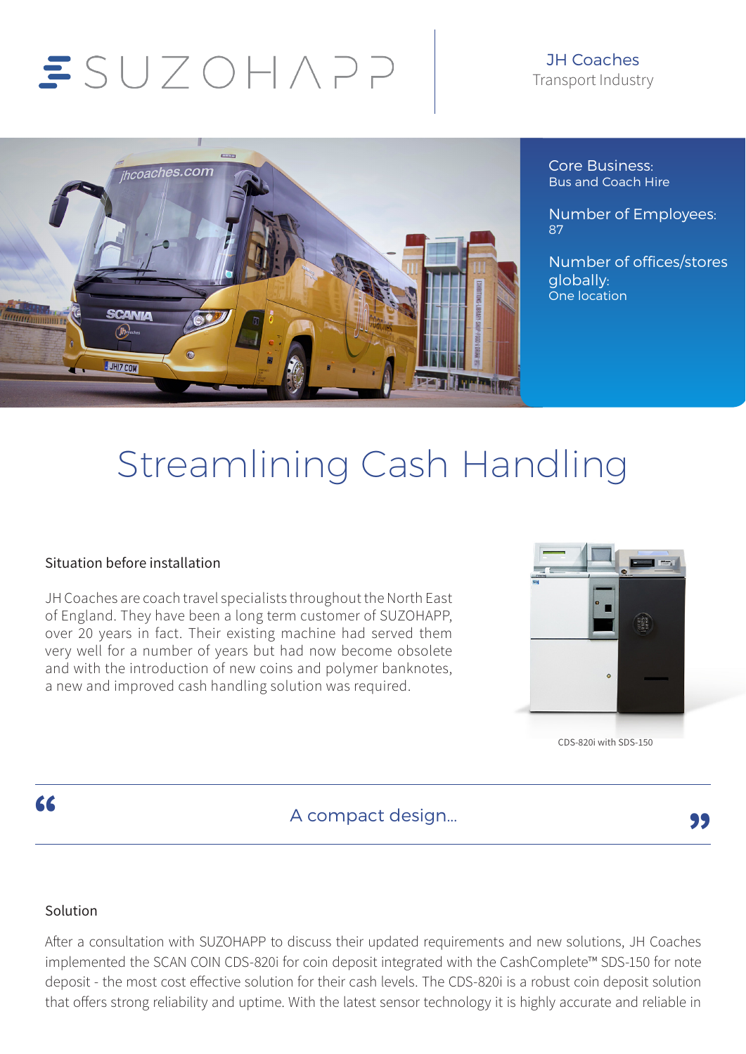SUZOHAPP

JH Coaches
Transport Industry

Core Business:
Bus and Coach Hire

Number of Employees:
87

Number of offices/stores globally:
One location

# Streamlining Cash Handling

## Situation before installation

JH Coaches are coach travel specialists throughout the North East of England. They have been a long term customer of SUZOHAPP, over 20 years in fact. Their existing machine had served them very well for a number of years but had now become obsolete and with the introduction of new coins and polymer banknotes, a new and improved cash handling solution was required.

CDS-820i with SDS-150

> “ A compact design... ”

## Solution

After a consultation with SUZOHAPP to discuss their updated requirements and new solutions, JH Coaches implemented the SCAN COIN CDS-820i for coin deposit integrated with the CashComplete™ SDS-150 for note deposit - the most cost effective solution for their cash levels. The CDS-820i is a robust coin deposit solution that offers strong reliability and uptime. With the latest sensor technology it is highly accurate and reliable in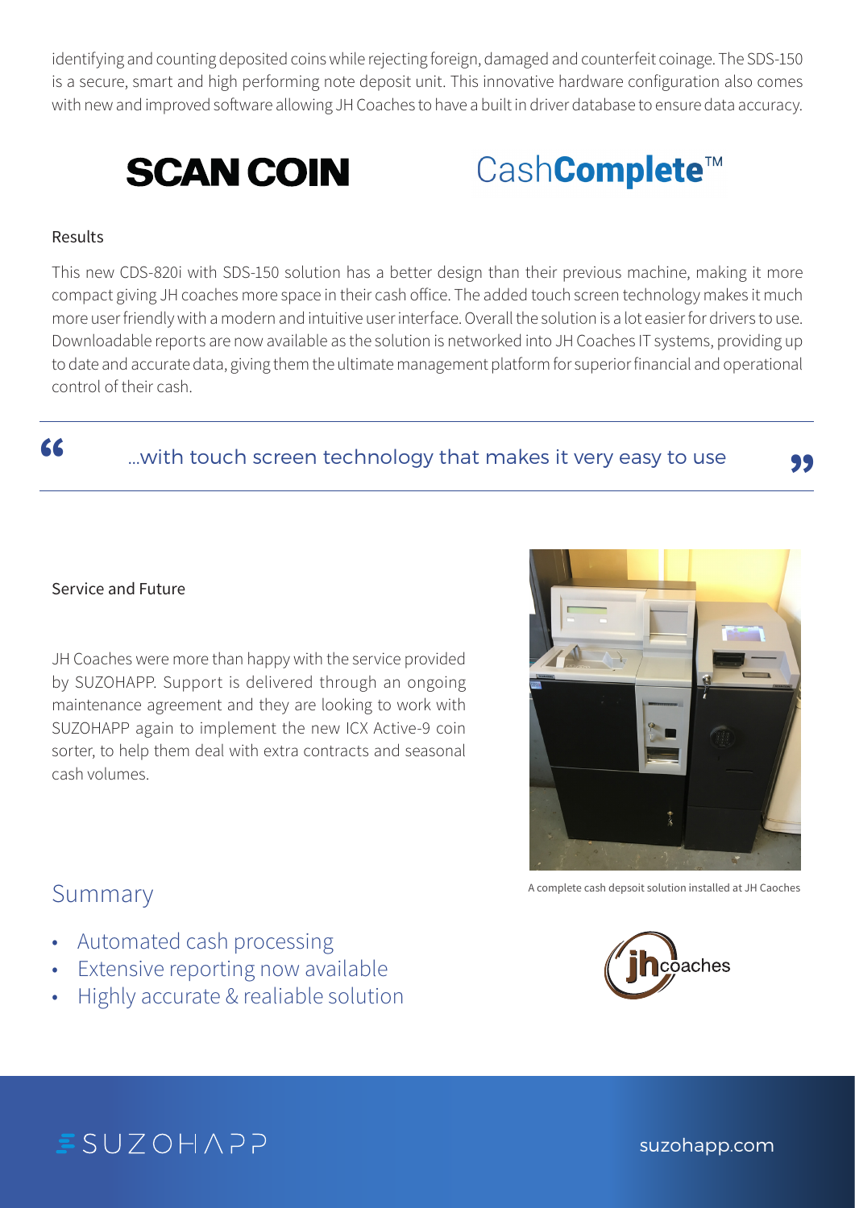identifying and counting deposited coins while rejecting foreign, damaged and counterfeit coinage. The SDS-150 is a secure, smart and high performing note deposit unit. This innovative hardware configuration also comes with new and improved software allowing JH Coaches to have a built in driver database to ensure data accuracy.

SCAN COIN CashComplete™

## Results

This new CDS-820i with SDS-150 solution has a better design than their previous machine, making it more compact giving JH coaches more space in their cash office. The added touch screen technology makes it much more user friendly with a modern and intuitive user interface. Overall the solution is a lot easier for drivers to use. Downloadable reports are now available as the solution is networked into JH Coaches IT systems, providing up to date and accurate data, giving them the ultimate management platform for superior financial and operational control of their cash.

> "...with touch screen technology that makes it very easy to use"

## Service and Future

JH Coaches were more than happy with the service provided by SUZOHAPP. Support is delivered through an ongoing maintenance agreement and they are looking to work with SUZOHAPP again to implement the new ICX Active-9 coin sorter, to help them deal with extra contracts and seasonal cash volumes.

A complete cash depsoit solution installed at JH Caoches

## Summary

- Automated cash processing
- Extensive reporting now available
- Highly accurate & realiable solution

jh coaches

SUZOHAPP

suzohapp.com